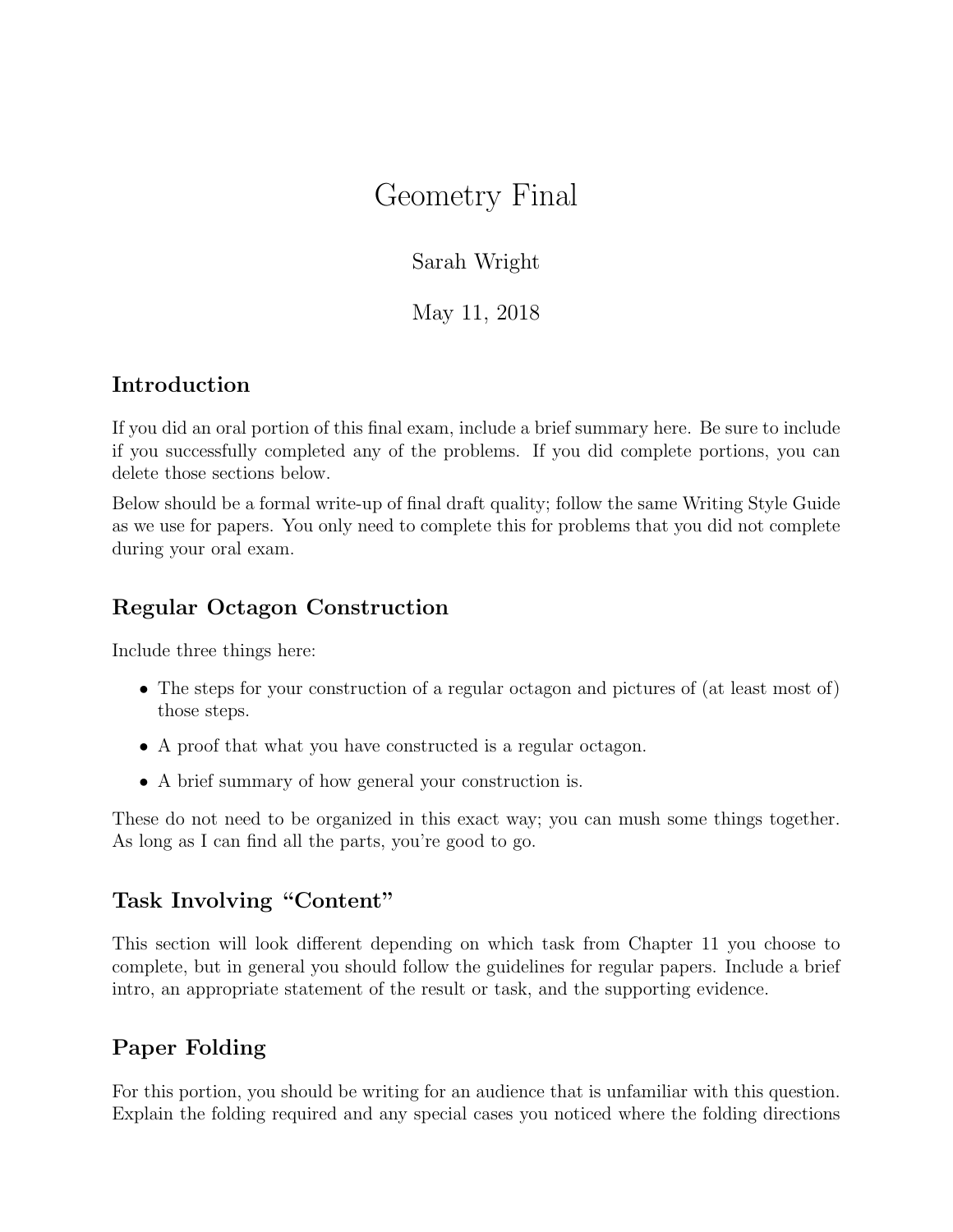# Geometry Final

Sarah Wright

May 11, 2018

## Introduction

If you did an oral portion of this final exam, include a brief summary here. Be sure to include if you successfully completed any of the problems. If you did complete portions, you can delete those sections below.

Below should be a formal write-up of final draft quality; follow the same Writing Style Guide as we use for papers. You only need to complete this for problems that you did not complete during your oral exam.

## Regular Octagon Construction

Include three things here:

- The steps for your construction of a regular octagon and pictures of (at least most of) those steps.
- A proof that what you have constructed is a regular octagon.
- A brief summary of how general your construction is.

These do not need to be organized in this exact way; you can mush some things together. As long as I can find all the parts, you're good to go.

## Task Involving "Content"

This section will look different depending on which task from Chapter 11 you choose to complete, but in general you should follow the guidelines for regular papers. Include a brief intro, an appropriate statement of the result or task, and the supporting evidence.

## Paper Folding

For this portion, you should be writing for an audience that is unfamiliar with this question. Explain the folding required and any special cases you noticed where the folding directions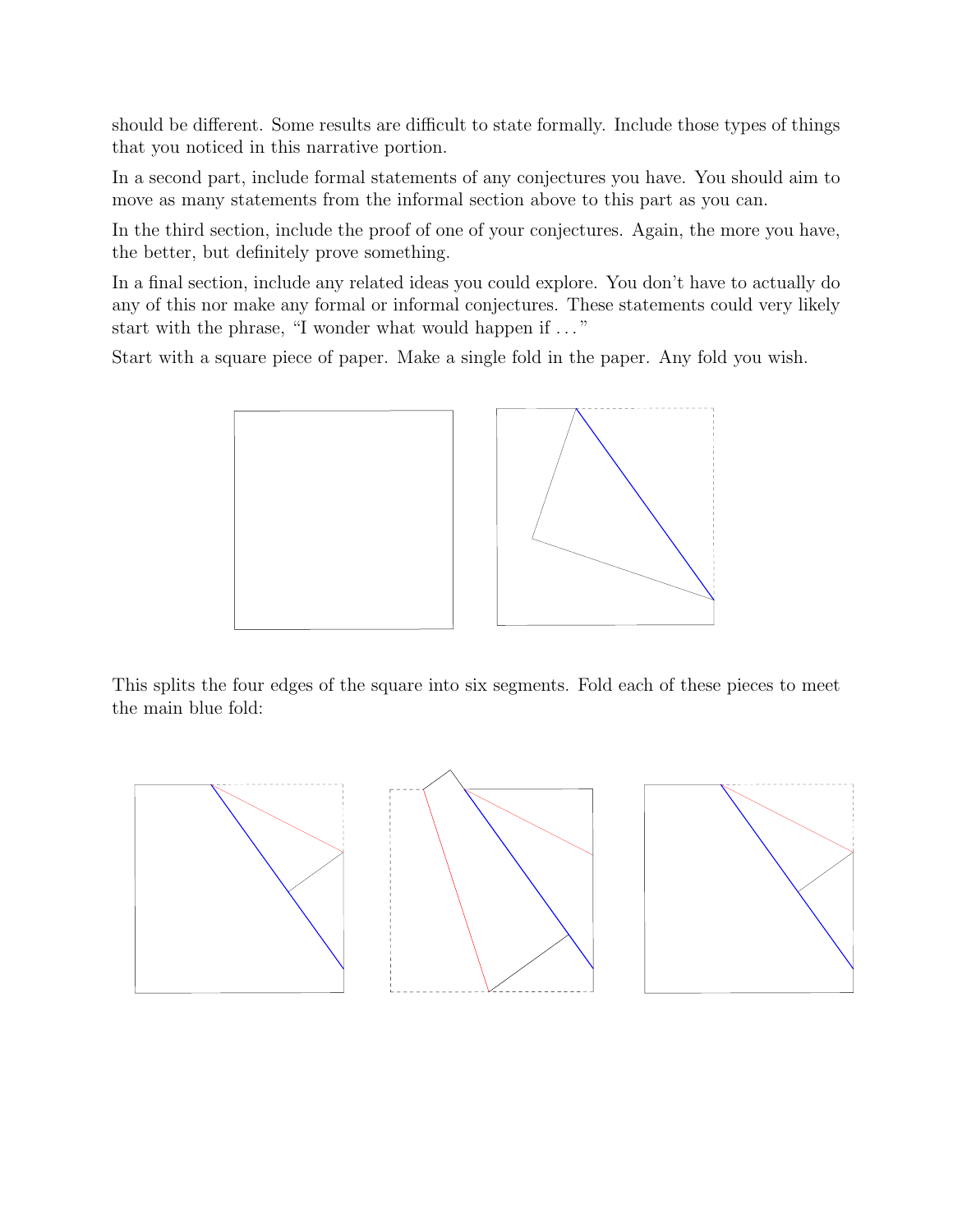should be different. Some results are difficult to state formally. Include those types of things that you noticed in this narrative portion.

In a second part, include formal statements of any conjectures you have. You should aim to move as many statements from the informal section above to this part as you can.

In the third section, include the proof of one of your conjectures. Again, the more you have, the better, but definitely prove something.

In a final section, include any related ideas you could explore. You don't have to actually do any of this nor make any formal or informal conjectures. These statements could very likely start with the phrase, "I wonder what would happen if . . . "

Start with a square piece of paper. Make a single fold in the paper. Any fold you wish.

This splits the four edges of the square into six segments. Fold each of these pieces to meet the main blue fold: